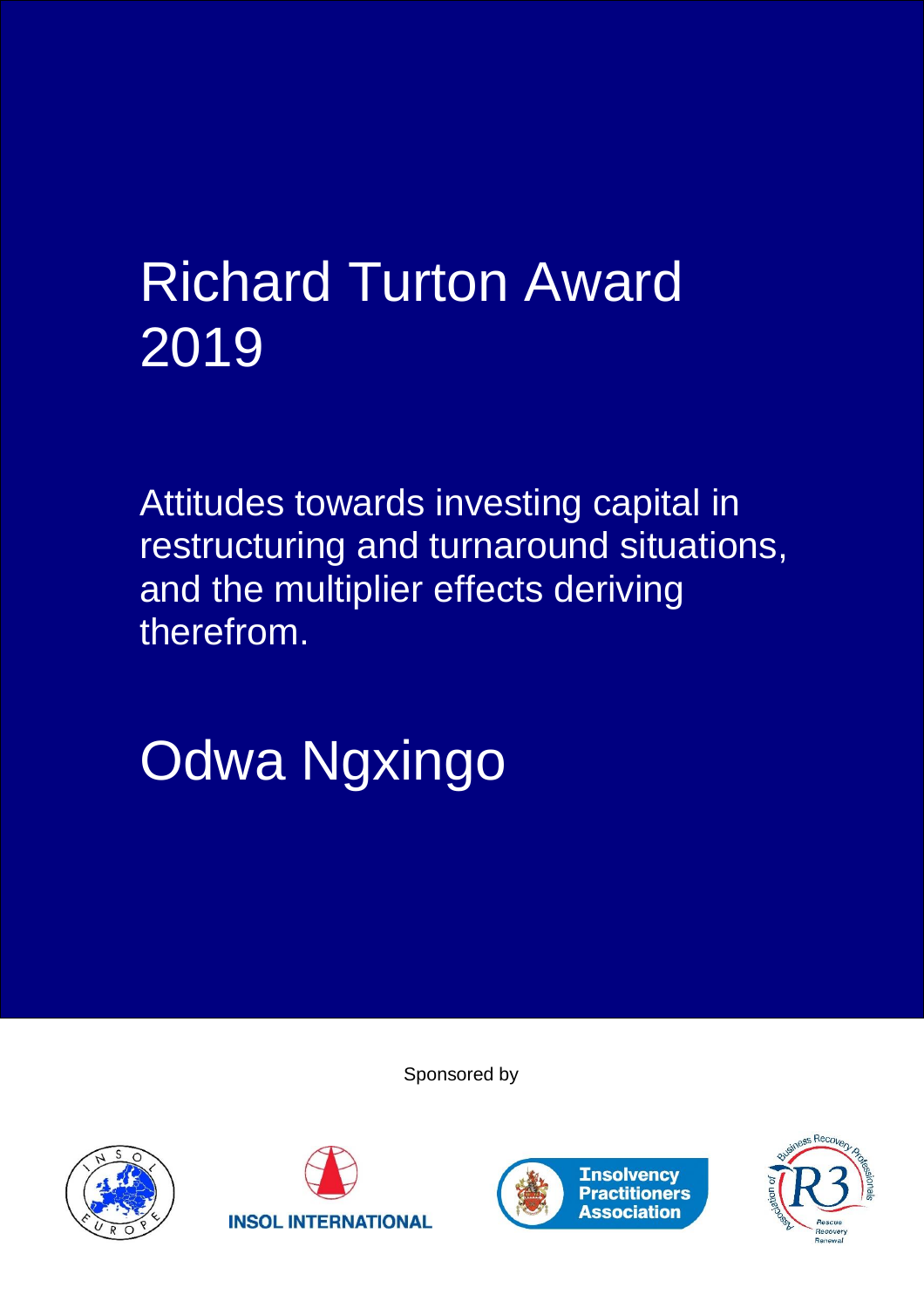# Richard Turton Award 2019

## Attitudes towards investing capital in restructuring and turnaround situations, and the multiplier effects deriving therefrom.

## Odwa Ngxingo

Sponsored by

INSOL INTERNATIONAL

Insolvency Practitioners Association

Association of Business Recovery Professionals

R3

Rescue Recovery Renewal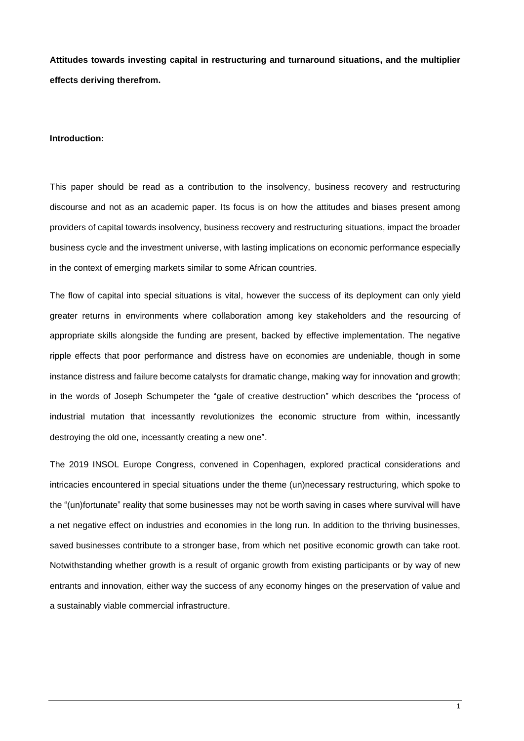**Attitudes towards investing capital in restructuring and turnaround situations, and the multiplier effects deriving therefrom.**

**Introduction:**

This paper should be read as a contribution to the insolvency, business recovery and restructuring discourse and not as an academic paper. Its focus is on how the attitudes and biases present among providers of capital towards insolvency, business recovery and restructuring situations, impact the broader business cycle and the investment universe, with lasting implications on economic performance especially in the context of emerging markets similar to some African countries.

The flow of capital into special situations is vital, however the success of its deployment can only yield greater returns in environments where collaboration among key stakeholders and the resourcing of appropriate skills alongside the funding are present, backed by effective implementation. The negative ripple effects that poor performance and distress have on economies are undeniable, though in some instance distress and failure become catalysts for dramatic change, making way for innovation and growth; in the words of Joseph Schumpeter the "gale of creative destruction" which describes the "process of industrial mutation that incessantly revolutionizes the economic structure from within, incessantly destroying the old one, incessantly creating a new one".

The 2019 INSOL Europe Congress, convened in Copenhagen, explored practical considerations and intricacies encountered in special situations under the theme (un)necessary restructuring, which spoke to the "(un)fortunate" reality that some businesses may not be worth saving in cases where survival will have a net negative effect on industries and economies in the long run. In addition to the thriving businesses, saved businesses contribute to a stronger base, from which net positive economic growth can take root. Notwithstanding whether growth is a result of organic growth from existing participants or by way of new entrants and innovation, either way the success of any economy hinges on the preservation of value and a sustainably viable commercial infrastructure.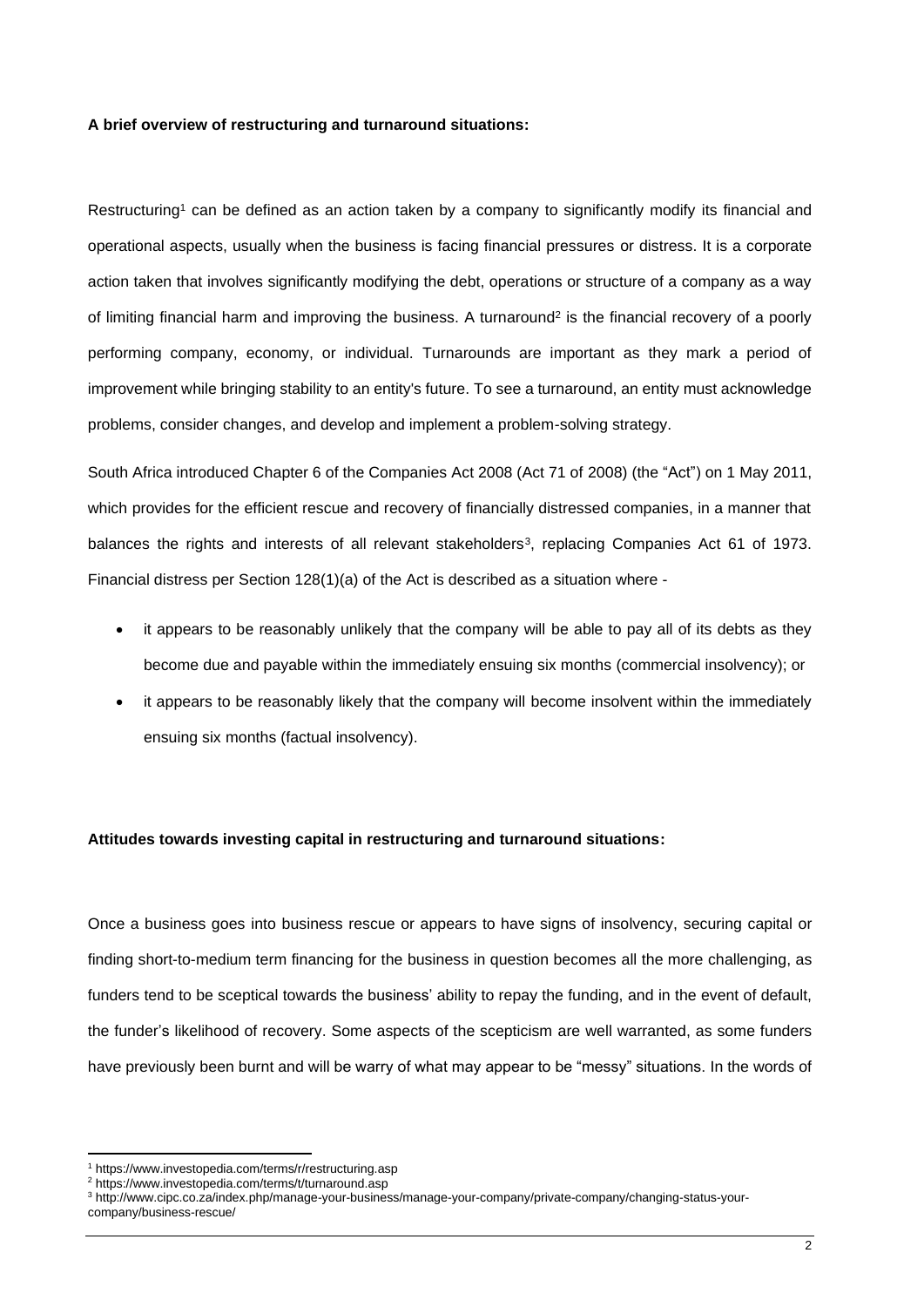**A brief overview of restructuring and turnaround situations:**

Restructuring[1] can be defined as an action taken by a company to significantly modify its financial and operational aspects, usually when the business is facing financial pressures or distress. It is a corporate action taken that involves significantly modifying the debt, operations or structure of a company as a way of limiting financial harm and improving the business. A turnaround[2] is the financial recovery of a poorly performing company, economy, or individual. Turnarounds are important as they mark a period of improvement while bringing stability to an entity's future. To see a turnaround, an entity must acknowledge problems, consider changes, and develop and implement a problem-solving strategy.

South Africa introduced Chapter 6 of the Companies Act 2008 (Act 71 of 2008) (the "Act") on 1 May 2011, which provides for the efficient rescue and recovery of financially distressed companies, in a manner that balances the rights and interests of all relevant stakeholders[3], replacing Companies Act 61 of 1973. Financial distress per Section 128(1)(a) of the Act is described as a situation where -

- it appears to be reasonably unlikely that the company will be able to pay all of its debts as they become due and payable within the immediately ensuing six months (commercial insolvency); or
- it appears to be reasonably likely that the company will become insolvent within the immediately ensuing six months (factual insolvency).

**Attitudes towards investing capital in restructuring and turnaround situations:**

Once a business goes into business rescue or appears to have signs of insolvency, securing capital or finding short-to-medium term financing for the business in question becomes all the more challenging, as funders tend to be sceptical towards the business' ability to repay the funding, and in the event of default, the funder's likelihood of recovery. Some aspects of the scepticism are well warranted, as some funders have previously been burnt and will be warry of what may appear to be "messy" situations. In the words of

[1] https://www.investopedia.com/terms/r/restructuring.asp

[2] https://www.investopedia.com/terms/t/turnaround.asp

[3] http://www.cipc.co.za/index.php/manage-your-business/manage-your-company/private-company/changing-status-your-company/business-rescue/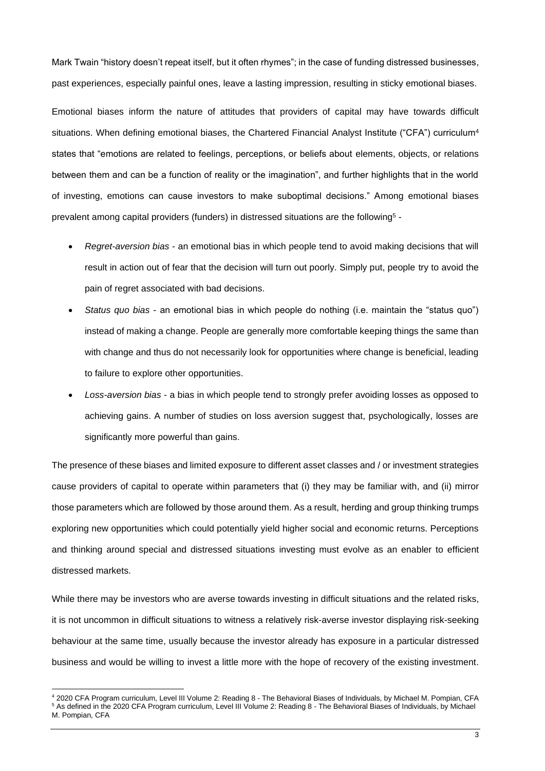Mark Twain "history doesn't repeat itself, but it often rhymes"; in the case of funding distressed businesses, past experiences, especially painful ones, leave a lasting impression, resulting in sticky emotional biases.

Emotional biases inform the nature of attitudes that providers of capital may have towards difficult situations. When defining emotional biases, the Chartered Financial Analyst Institute ("CFA") curriculum[4] states that "emotions are related to feelings, perceptions, or beliefs about elements, objects, or relations between them and can be a function of reality or the imagination", and further highlights that in the world of investing, emotions can cause investors to make suboptimal decisions." Among emotional biases prevalent among capital providers (funders) in distressed situations are the following[5] -

- *Regret-aversion bias* - an emotional bias in which people tend to avoid making decisions that will result in action out of fear that the decision will turn out poorly. Simply put, people try to avoid the pain of regret associated with bad decisions.
- *Status quo bias* - an emotional bias in which people do nothing (i.e. maintain the "status quo") instead of making a change. People are generally more comfortable keeping things the same than with change and thus do not necessarily look for opportunities where change is beneficial, leading to failure to explore other opportunities.
- *Loss-aversion bias* - a bias in which people tend to strongly prefer avoiding losses as opposed to achieving gains. A number of studies on loss aversion suggest that, psychologically, losses are significantly more powerful than gains.

The presence of these biases and limited exposure to different asset classes and / or investment strategies cause providers of capital to operate within parameters that (i) they may be familiar with, and (ii) mirror those parameters which are followed by those around them. As a result, herding and group thinking trumps exploring new opportunities which could potentially yield higher social and economic returns. Perceptions and thinking around special and distressed situations investing must evolve as an enabler to efficient distressed markets.

While there may be investors who are averse towards investing in difficult situations and the related risks, it is not uncommon in difficult situations to witness a relatively risk-averse investor displaying risk-seeking behaviour at the same time, usually because the investor already has exposure in a particular distressed business and would be willing to invest a little more with the hope of recovery of the existing investment.

[4] 2020 CFA Program curriculum, Level III Volume 2: Reading 8 - The Behavioral Biases of Individuals, by Michael M. Pompian, CFA

[5] As defined in the 2020 CFA Program curriculum, Level III Volume 2: Reading 8 - The Behavioral Biases of Individuals, by Michael M. Pompian, CFA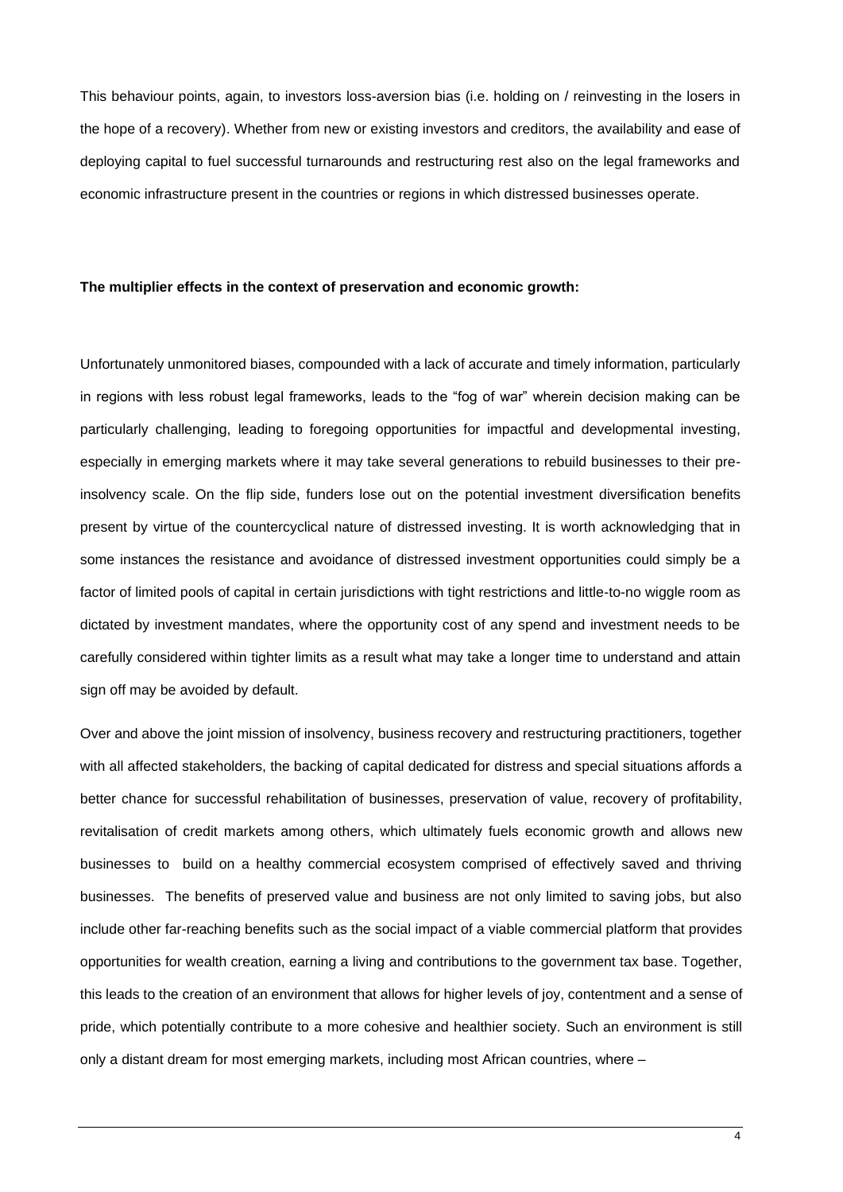This behaviour points, again, to investors loss-aversion bias (i.e. holding on / reinvesting in the losers in the hope of a recovery). Whether from new or existing investors and creditors, the availability and ease of deploying capital to fuel successful turnarounds and restructuring rest also on the legal frameworks and economic infrastructure present in the countries or regions in which distressed businesses operate.

**The multiplier effects in the context of preservation and economic growth:**

Unfortunately unmonitored biases, compounded with a lack of accurate and timely information, particularly in regions with less robust legal frameworks, leads to the "fog of war" wherein decision making can be particularly challenging, leading to foregoing opportunities for impactful and developmental investing, especially in emerging markets where it may take several generations to rebuild businesses to their pre-insolvency scale. On the flip side, funders lose out on the potential investment diversification benefits present by virtue of the countercyclical nature of distressed investing. It is worth acknowledging that in some instances the resistance and avoidance of distressed investment opportunities could simply be a factor of limited pools of capital in certain jurisdictions with tight restrictions and little-to-no wiggle room as dictated by investment mandates, where the opportunity cost of any spend and investment needs to be carefully considered within tighter limits as a result what may take a longer time to understand and attain sign off may be avoided by default.

Over and above the joint mission of insolvency, business recovery and restructuring practitioners, together with all affected stakeholders, the backing of capital dedicated for distress and special situations affords a better chance for successful rehabilitation of businesses, preservation of value, recovery of profitability, revitalisation of credit markets among others, which ultimately fuels economic growth and allows new businesses to build on a healthy commercial ecosystem comprised of effectively saved and thriving businesses. The benefits of preserved value and business are not only limited to saving jobs, but also include other far-reaching benefits such as the social impact of a viable commercial platform that provides opportunities for wealth creation, earning a living and contributions to the government tax base. Together, this leads to the creation of an environment that allows for higher levels of joy, contentment and a sense of pride, which potentially contribute to a more cohesive and healthier society. Such an environment is still only a distant dream for most emerging markets, including most African countries, where –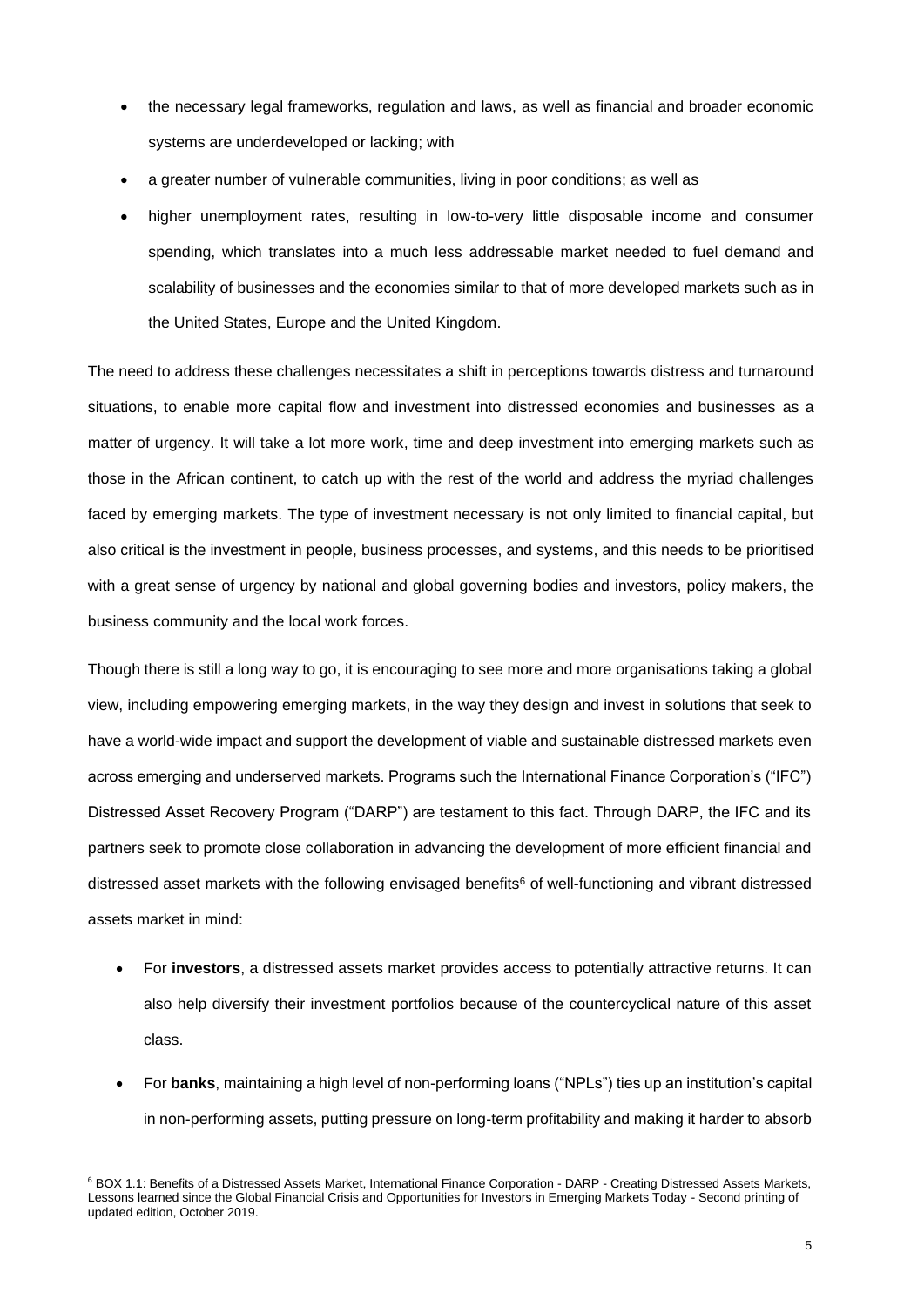- the necessary legal frameworks, regulation and laws, as well as financial and broader economic systems are underdeveloped or lacking; with
- a greater number of vulnerable communities, living in poor conditions; as well as
- higher unemployment rates, resulting in low-to-very little disposable income and consumer spending, which translates into a much less addressable market needed to fuel demand and scalability of businesses and the economies similar to that of more developed markets such as in the United States, Europe and the United Kingdom.

The need to address these challenges necessitates a shift in perceptions towards distress and turnaround situations, to enable more capital flow and investment into distressed economies and businesses as a matter of urgency. It will take a lot more work, time and deep investment into emerging markets such as those in the African continent, to catch up with the rest of the world and address the myriad challenges faced by emerging markets. The type of investment necessary is not only limited to financial capital, but also critical is the investment in people, business processes, and systems, and this needs to be prioritised with a great sense of urgency by national and global governing bodies and investors, policy makers, the business community and the local work forces.

Though there is still a long way to go, it is encouraging to see more and more organisations taking a global view, including empowering emerging markets, in the way they design and invest in solutions that seek to have a world-wide impact and support the development of viable and sustainable distressed markets even across emerging and underserved markets. Programs such the International Finance Corporation's ("IFC") Distressed Asset Recovery Program ("DARP") are testament to this fact. Through DARP, the IFC and its partners seek to promote close collaboration in advancing the development of more efficient financial and distressed asset markets with the following envisaged benefits[6] of well-functioning and vibrant distressed assets market in mind:

- For **investors**, a distressed assets market provides access to potentially attractive returns. It can also help diversify their investment portfolios because of the countercyclical nature of this asset class.
- For **banks**, maintaining a high level of non-performing loans ("NPLs") ties up an institution's capital in non-performing assets, putting pressure on long-term profitability and making it harder to absorb

[6] BOX 1.1: Benefits of a Distressed Assets Market, International Finance Corporation - DARP - Creating Distressed Assets Markets, Lessons learned since the Global Financial Crisis and Opportunities for Investors in Emerging Markets Today - Second printing of updated edition, October 2019.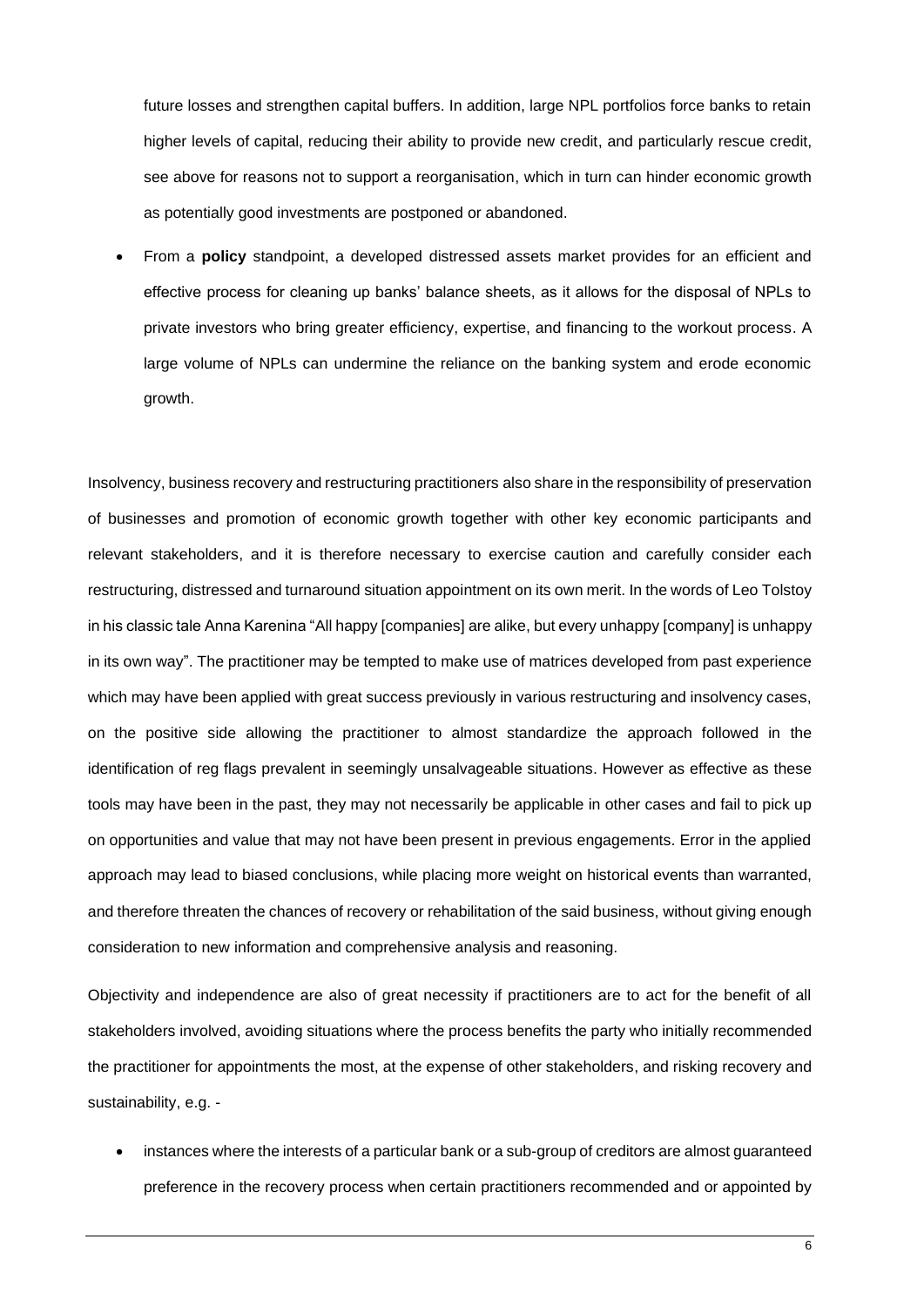future losses and strengthen capital buffers. In addition, large NPL portfolios force banks to retain higher levels of capital, reducing their ability to provide new credit, and particularly rescue credit, see above for reasons not to support a reorganisation, which in turn can hinder economic growth as potentially good investments are postponed or abandoned.

- From a **policy** standpoint, a developed distressed assets market provides for an efficient and effective process for cleaning up banks' balance sheets, as it allows for the disposal of NPLs to private investors who bring greater efficiency, expertise, and financing to the workout process. A large volume of NPLs can undermine the reliance on the banking system and erode economic growth.

Insolvency, business recovery and restructuring practitioners also share in the responsibility of preservation of businesses and promotion of economic growth together with other key economic participants and relevant stakeholders, and it is therefore necessary to exercise caution and carefully consider each restructuring, distressed and turnaround situation appointment on its own merit. In the words of Leo Tolstoy in his classic tale Anna Karenina "All happy [companies] are alike, but every unhappy [company] is unhappy in its own way". The practitioner may be tempted to make use of matrices developed from past experience which may have been applied with great success previously in various restructuring and insolvency cases, on the positive side allowing the practitioner to almost standardize the approach followed in the identification of reg flags prevalent in seemingly unsalvageable situations. However as effective as these tools may have been in the past, they may not necessarily be applicable in other cases and fail to pick up on opportunities and value that may not have been present in previous engagements. Error in the applied approach may lead to biased conclusions, while placing more weight on historical events than warranted, and therefore threaten the chances of recovery or rehabilitation of the said business, without giving enough consideration to new information and comprehensive analysis and reasoning.

Objectivity and independence are also of great necessity if practitioners are to act for the benefit of all stakeholders involved, avoiding situations where the process benefits the party who initially recommended the practitioner for appointments the most, at the expense of other stakeholders, and risking recovery and sustainability, e.g. -

- instances where the interests of a particular bank or a sub-group of creditors are almost guaranteed preference in the recovery process when certain practitioners recommended and or appointed by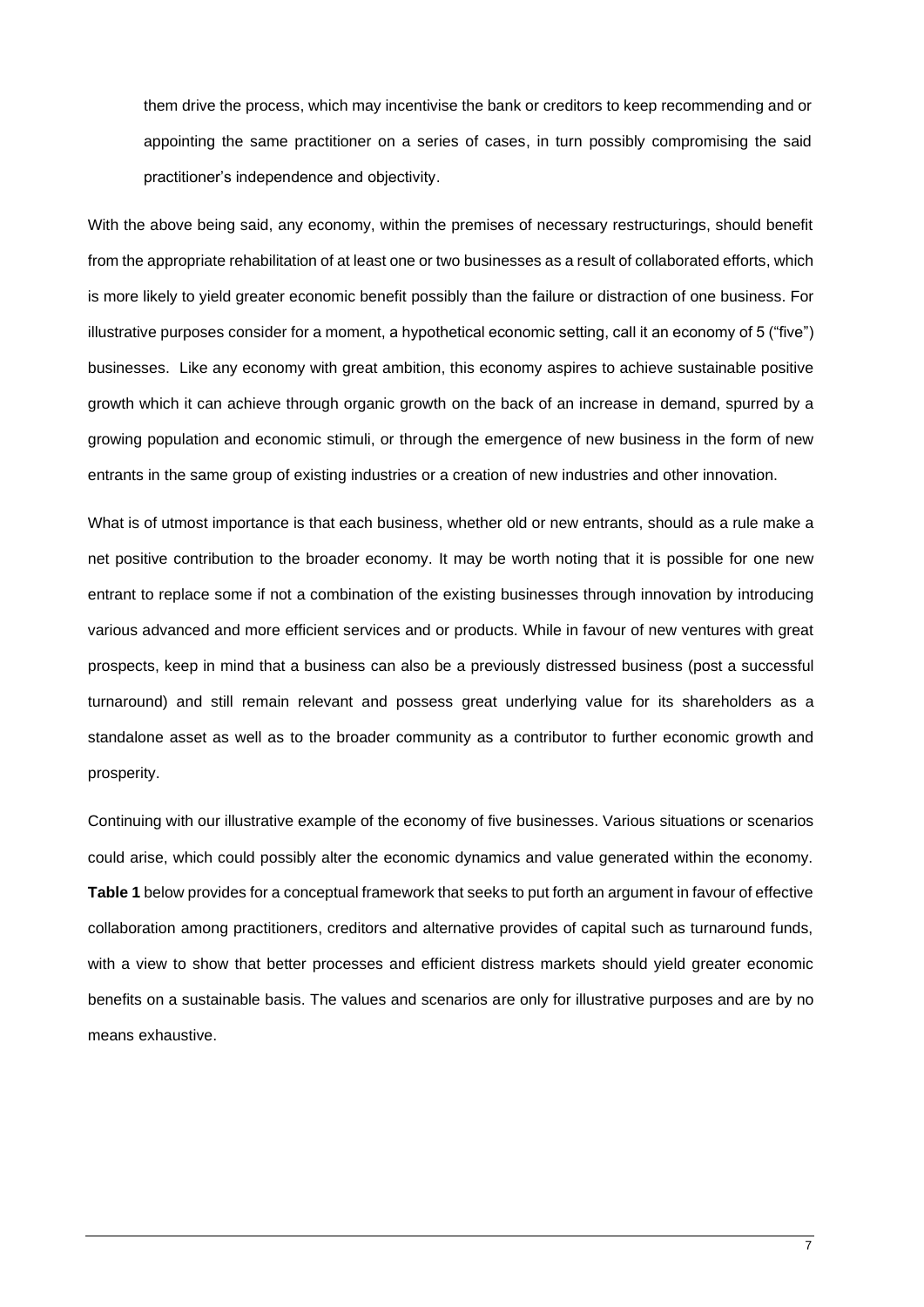them drive the process, which may incentivise the bank or creditors to keep recommending and or appointing the same practitioner on a series of cases, in turn possibly compromising the said practitioner's independence and objectivity.

With the above being said, any economy, within the premises of necessary restructurings, should benefit from the appropriate rehabilitation of at least one or two businesses as a result of collaborated efforts, which is more likely to yield greater economic benefit possibly than the failure or distraction of one business. For illustrative purposes consider for a moment, a hypothetical economic setting, call it an economy of 5 ("five") businesses. Like any economy with great ambition, this economy aspires to achieve sustainable positive growth which it can achieve through organic growth on the back of an increase in demand, spurred by a growing population and economic stimuli, or through the emergence of new business in the form of new entrants in the same group of existing industries or a creation of new industries and other innovation.

What is of utmost importance is that each business, whether old or new entrants, should as a rule make a net positive contribution to the broader economy. It may be worth noting that it is possible for one new entrant to replace some if not a combination of the existing businesses through innovation by introducing various advanced and more efficient services and or products. While in favour of new ventures with great prospects, keep in mind that a business can also be a previously distressed business (post a successful turnaround) and still remain relevant and possess great underlying value for its shareholders as a standalone asset as well as to the broader community as a contributor to further economic growth and prosperity.

Continuing with our illustrative example of the economy of five businesses. Various situations or scenarios could arise, which could possibly alter the economic dynamics and value generated within the economy. **Table 1** below provides for a conceptual framework that seeks to put forth an argument in favour of effective collaboration among practitioners, creditors and alternative provides of capital such as turnaround funds, with a view to show that better processes and efficient distress markets should yield greater economic benefits on a sustainable basis. The values and scenarios are only for illustrative purposes and are by no means exhaustive.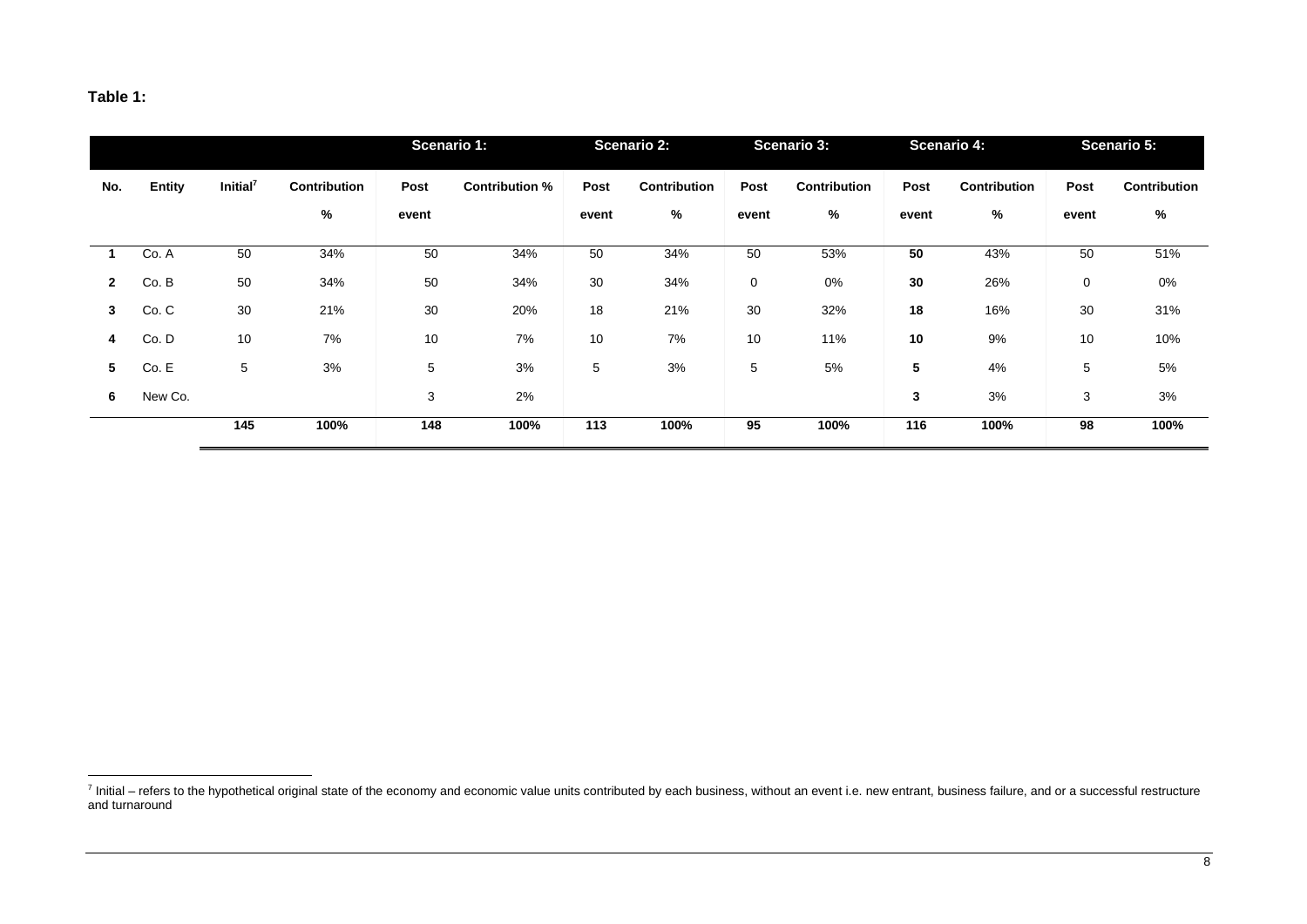**Table 1:**

| | | | | Scenario 1: | | Scenario 2: | | Scenario 3: | | Scenario 4: | | Scenario 5: | |
|---|---|---|---|---|---|---|---|---|---|---|---|---|---|
| **No.** | **Entity** | **Initial[7]** | **Contribution %** | **Post event** | **Contribution %** | **Post event** | **Contribution %** | **Post event** | **Contribution %** | **Post event** | **Contribution %** | **Post event** | **Contribution %** |
| **1** | Co. A | 50 | 34% | 50 | 34% | 50 | 34% | 50 | 53% | **50** | 43% | 50 | 51% |
| **2** | Co. B | 50 | 34% | 50 | 34% | 30 | 34% | 0 | 0% | **30** | 26% | 0 | 0% |
| **3** | Co. C | 30 | 21% | 30 | 20% | 18 | 21% | 30 | 32% | **18** | 16% | 30 | 31% |
| **4** | Co. D | 10 | 7% | 10 | 7% | 10 | 7% | 10 | 11% | **10** | 9% | 10 | 10% |
| **5** | Co. E | 5 | 3% | 5 | 3% | 5 | 3% | 5 | 5% | **5** | 4% | 5 | 5% |
| **6** | New Co. | | | 3 | 2% | | | | | **3** | 3% | 3 | 3% |
| | | **145** | **100%** | **148** | **100%** | **113** | **100%** | **95** | **100%** | **116** | **100%** | **98** | **100%** |

[7] Initial – refers to the hypothetical original state of the economy and economic value units contributed by each business, without an event i.e. new entrant, business failure, and or a successful restructure and turnaround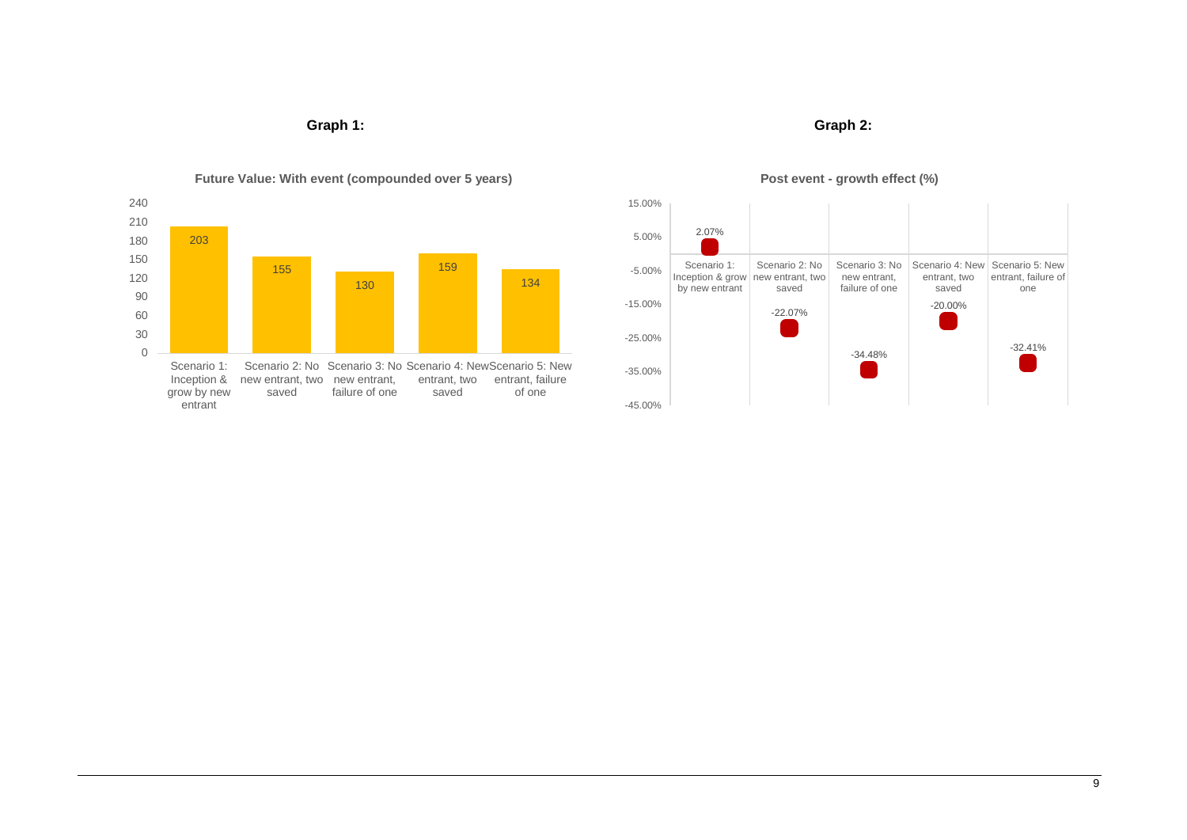**Graph 1:**

**Future Value: With event (compounded over 5 years)**

| Scenario | Value |
|---|---|
| Scenario 1: Inception & grow by new entrant | 203 |
| Scenario 2: No new entrant, two saved | 155 |
| Scenario 3: No new entrant, failure of one | 130 |
| Scenario 4: New entrant, two saved | 159 |
| Scenario 5: New entrant, failure of one | 134 |

**Graph 2:**

**Post event - growth effect (%)**

| Scenario | Growth effect |
|---|---|
| Scenario 1: Inception & grow by new entrant | 2.07% |
| Scenario 2: No new entrant, two saved | -22.07% |
| Scenario 3: No new entrant, failure of one | -34.48% |
| Scenario 4: New entrant, two saved | -20.00% |
| Scenario 5: New entrant, failure of one | -32.41% |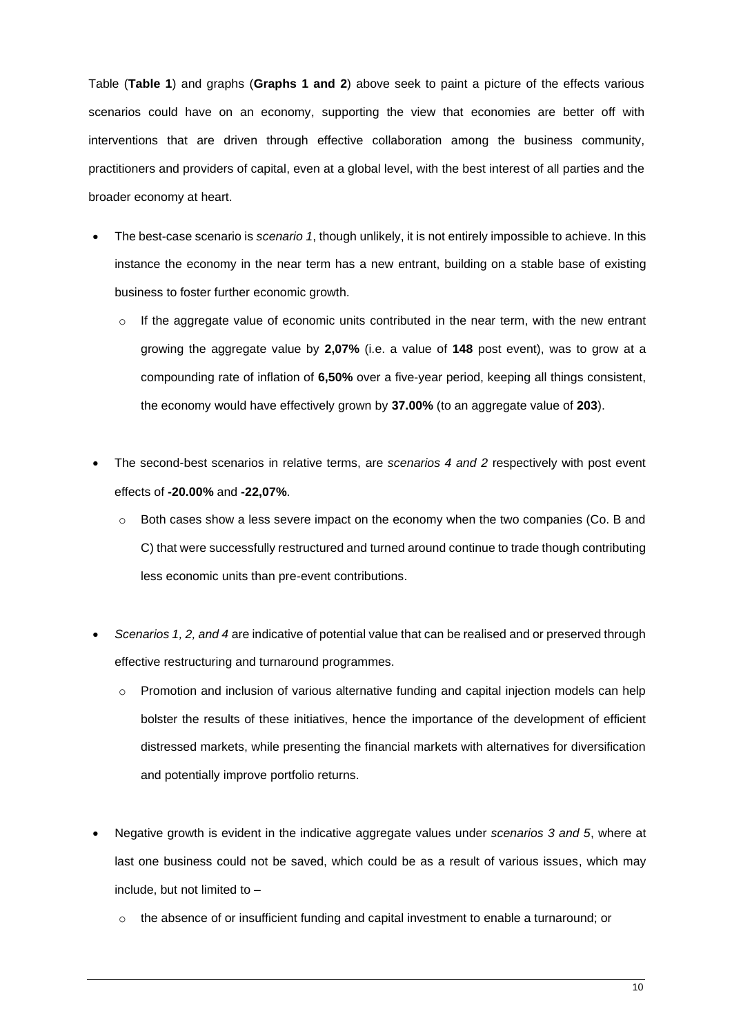Table (**Table 1**) and graphs (**Graphs 1 and 2**) above seek to paint a picture of the effects various scenarios could have on an economy, supporting the view that economies are better off with interventions that are driven through effective collaboration among the business community, practitioners and providers of capital, even at a global level, with the best interest of all parties and the broader economy at heart.

- The best-case scenario is *scenario 1*, though unlikely, it is not entirely impossible to achieve. In this instance the economy in the near term has a new entrant, building on a stable base of existing business to foster further economic growth.
    - If the aggregate value of economic units contributed in the near term, with the new entrant growing the aggregate value by **2,07%** (i.e. a value of **148** post event), was to grow at a compounding rate of inflation of **6,50%** over a five-year period, keeping all things consistent, the economy would have effectively grown by **37.00%** (to an aggregate value of **203**).
- The second-best scenarios in relative terms, are *scenarios 4 and 2* respectively with post event effects of **-20.00%** and **-22,07%**.
    - Both cases show a less severe impact on the economy when the two companies (Co. B and C) that were successfully restructured and turned around continue to trade though contributing less economic units than pre-event contributions.
- *Scenarios 1, 2, and 4* are indicative of potential value that can be realised and or preserved through effective restructuring and turnaround programmes.
    - Promotion and inclusion of various alternative funding and capital injection models can help bolster the results of these initiatives, hence the importance of the development of efficient distressed markets, while presenting the financial markets with alternatives for diversification and potentially improve portfolio returns.
- Negative growth is evident in the indicative aggregate values under *scenarios 3 and 5*, where at last one business could not be saved, which could be as a result of various issues, which may include, but not limited to –
    - the absence of or insufficient funding and capital investment to enable a turnaround; or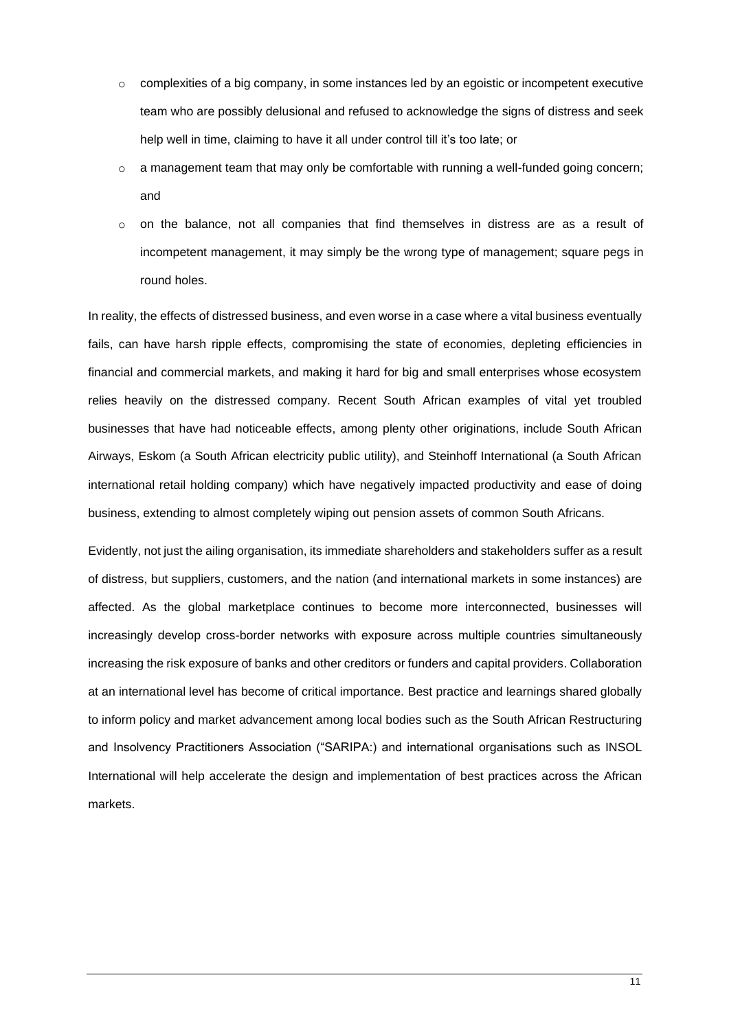- complexities of a big company, in some instances led by an egoistic or incompetent executive team who are possibly delusional and refused to acknowledge the signs of distress and seek help well in time, claiming to have it all under control till it's too late; or
- a management team that may only be comfortable with running a well-funded going concern; and
- on the balance, not all companies that find themselves in distress are as a result of incompetent management, it may simply be the wrong type of management; square pegs in round holes.

In reality, the effects of distressed business, and even worse in a case where a vital business eventually fails, can have harsh ripple effects, compromising the state of economies, depleting efficiencies in financial and commercial markets, and making it hard for big and small enterprises whose ecosystem relies heavily on the distressed company. Recent South African examples of vital yet troubled businesses that have had noticeable effects, among plenty other originations, include South African Airways, Eskom (a South African electricity public utility), and Steinhoff International (a South African international retail holding company) which have negatively impacted productivity and ease of doing business, extending to almost completely wiping out pension assets of common South Africans.

Evidently, not just the ailing organisation, its immediate shareholders and stakeholders suffer as a result of distress, but suppliers, customers, and the nation (and international markets in some instances) are affected. As the global marketplace continues to become more interconnected, businesses will increasingly develop cross-border networks with exposure across multiple countries simultaneously increasing the risk exposure of banks and other creditors or funders and capital providers. Collaboration at an international level has become of critical importance. Best practice and learnings shared globally to inform policy and market advancement among local bodies such as the South African Restructuring and Insolvency Practitioners Association ("SARIPA:) and international organisations such as INSOL International will help accelerate the design and implementation of best practices across the African markets.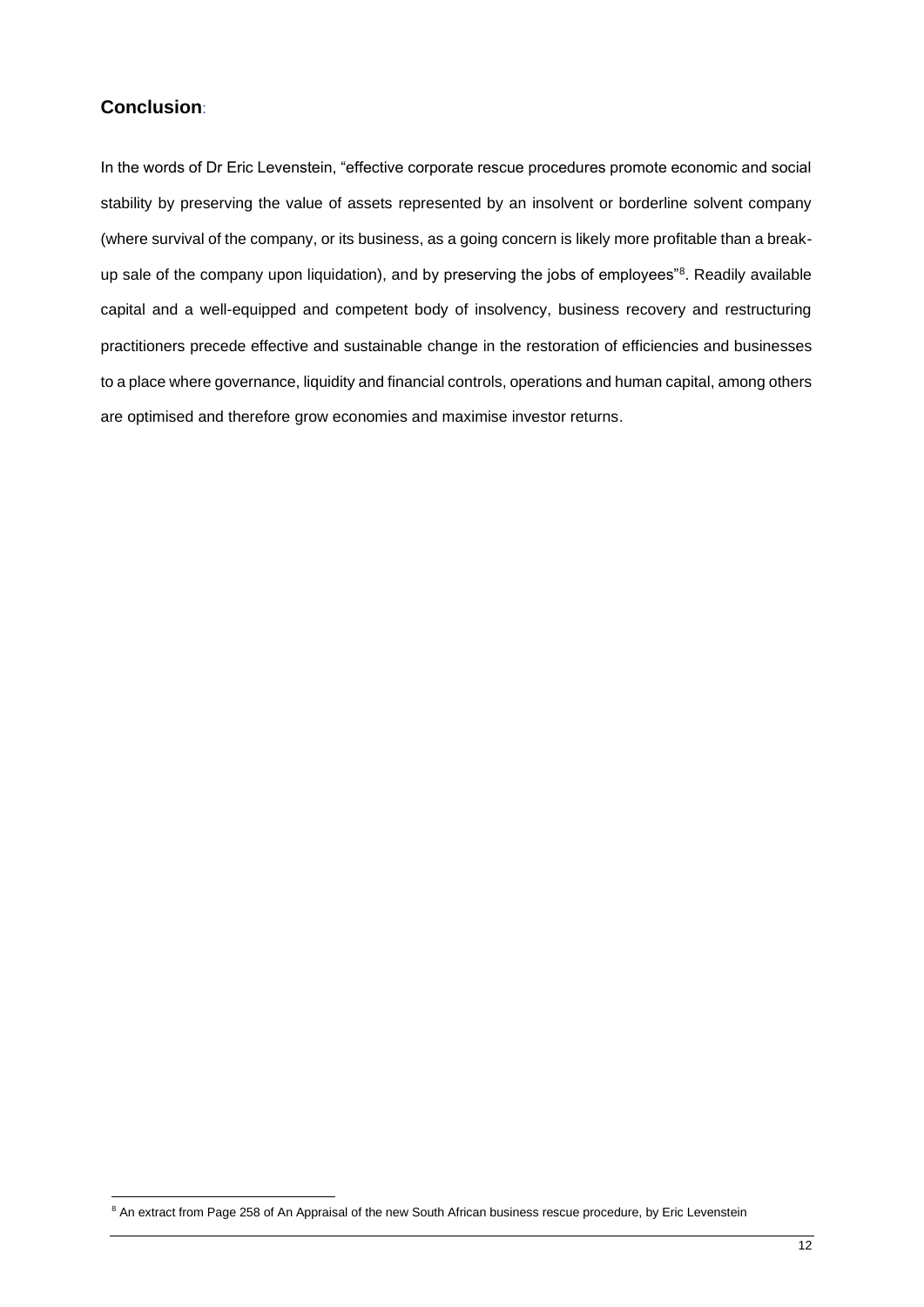**Conclusion**:

In the words of Dr Eric Levenstein, "effective corporate rescue procedures promote economic and social stability by preserving the value of assets represented by an insolvent or borderline solvent company (where survival of the company, or its business, as a going concern is likely more profitable than a break-up sale of the company upon liquidation), and by preserving the jobs of employees"[8]. Readily available capital and a well-equipped and competent body of insolvency, business recovery and restructuring practitioners precede effective and sustainable change in the restoration of efficiencies and businesses to a place where governance, liquidity and financial controls, operations and human capital, among others are optimised and therefore grow economies and maximise investor returns.

[8] An extract from Page 258 of An Appraisal of the new South African business rescue procedure, by Eric Levenstein